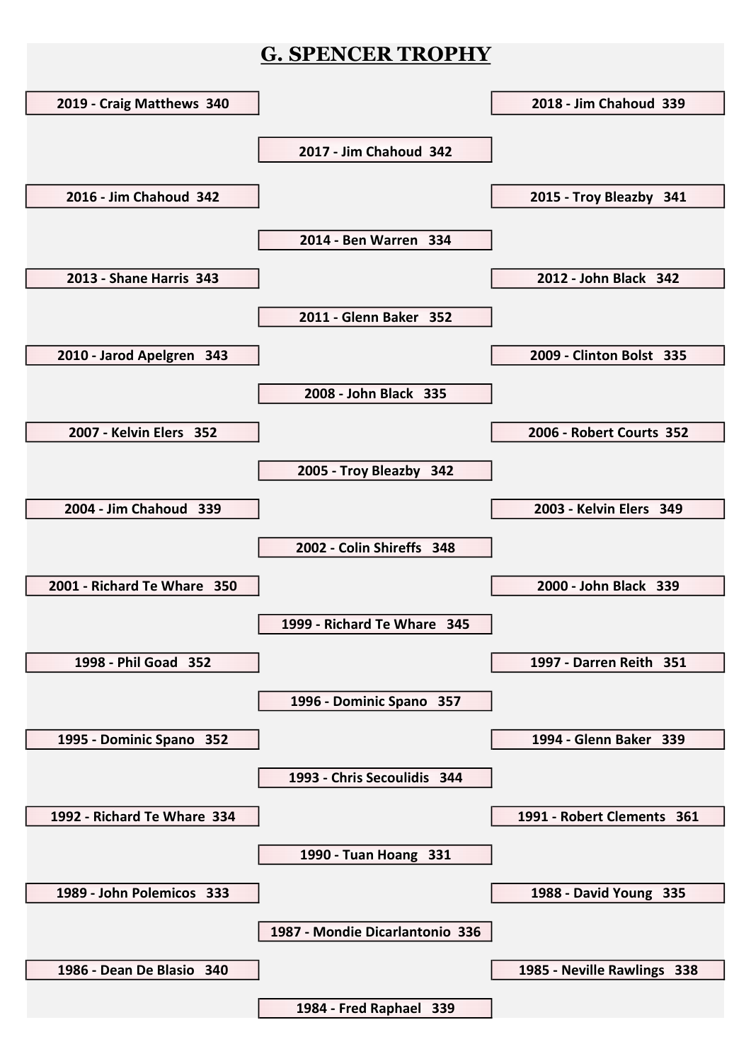# G. SPENCER TROPHY

2019 - Craig Matthews 340

2018 - Jim Chahoud 339

2017 - Jim Chahoud 342

2016 - Jim Chahoud 342

2015 - Troy Bleazby 341

2014 - Ben Warren 334

2013 - Shane Harris 343

2012 - John Black 342

2011 - Glenn Baker 352

2010 - Jarod Apelgren 343

2009 - Clinton Bolst 335

2008 - John Black 335

2007 - Kelvin Elers 352

2006 - Robert Courts 352

2005 - Troy Bleazby 342

2004 - Jim Chahoud 339

2003 - Kelvin Elers 349

2002 - Colin Shireffs 348

2001 - Richard Te Whare 350

2000 - John Black 339

1999 - Richard Te Whare 345

1998 - Phil Goad 352

1997 - Darren Reith 351

1996 - Dominic Spano 357

1995 - Dominic Spano 352

1994 - Glenn Baker 339

1993 - Chris Secoulidis 344

1992 - Richard Te Whare 334

1991 - Robert Clements 361

1990 - Tuan Hoang 331

1989 - John Polemicos 333

1988 - David Young 335

1987 - Mondie Dicarlantonio 336

1986 - Dean De Blasio 340

1985 - Neville Rawlings 338

1984 - Fred Raphael 339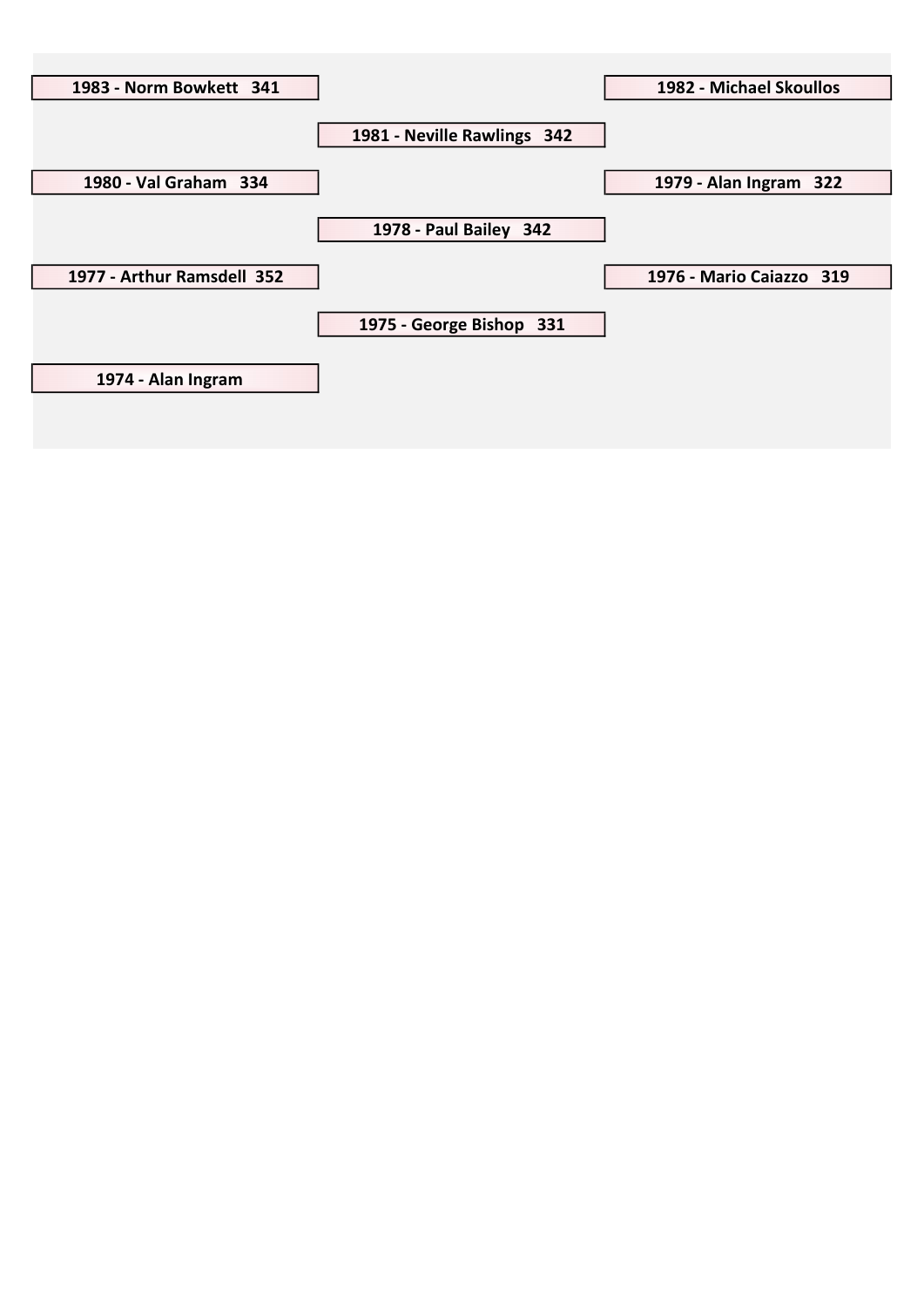1983 - Norm Bowkett 341

1982 - Michael Skoullos

1981 - Neville Rawlings 342

1980 - Val Graham 334

1979 - Alan Ingram 322

1978 - Paul Bailey 342

1977 - Arthur Ramsdell 352

1976 - Mario Caiazzo 319

1975 - George Bishop 331

1974 - Alan Ingram